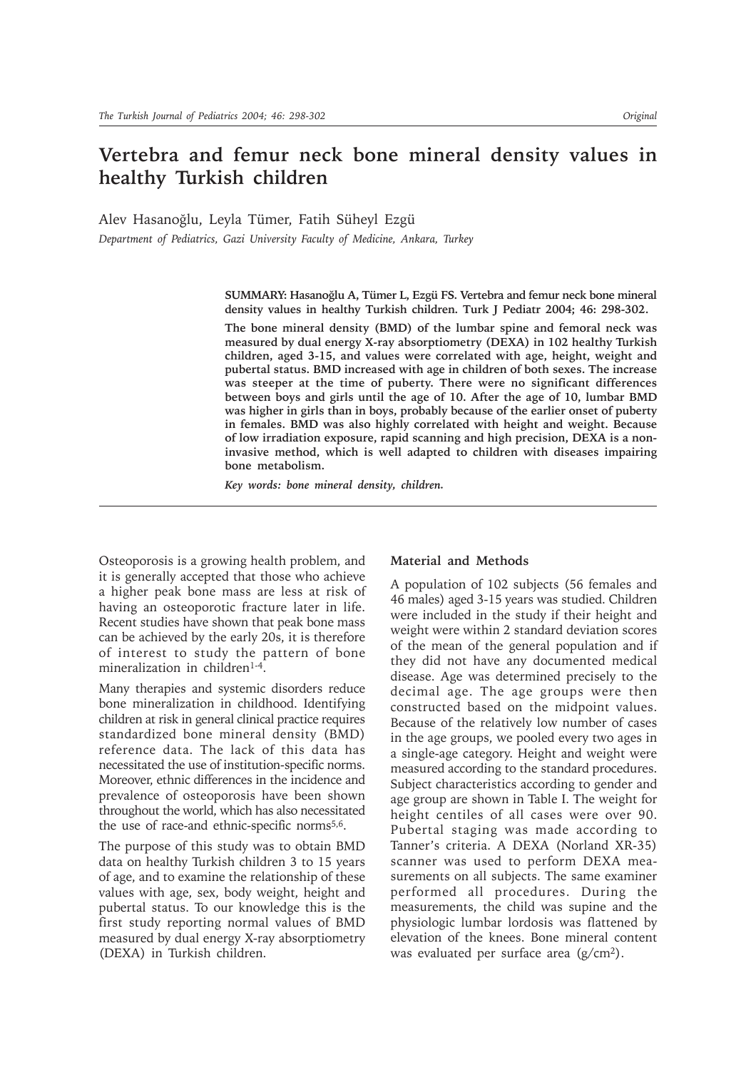# Vertebra and femur neck bone mineral density values in healthy Turkish children

Alev Hasanoğlu, Leyla Tümer, Fatih Süheyl Ezgü

*Department of Pediatrics, Gazi University Faculty of Medicine, Ankara, Turkey*

**SUMMARY: Hasanoğlu A, Tümer L, Ezgü FS. Vertebra and femur neck bone mineral density values in healthy Turkish children. Turk J Pediatr 2004; 46: 298-302.**

**The bone mineral density (BMD) of the lumbar spine and femoral neck was measured by dual energy X-ray absorptiometry (DEXA) in 102 healthy Turkish children, aged 3-15, and values were correlated with age, height, weight and pubertal status. BMD increased with age in children of both sexes. The increase was steeper at the time of puberty. There were no significant differences between boys and girls until the age of 10. After the age of 10, lumbar BMD was higher in girls than in boys, probably because of the earlier onset of puberty in females. BMD was also highly correlated with height and weight. Because of low irradiation exposure, rapid scanning and high precision, DEXA is a non-invasive method, which is well adapted to children with diseases impairing bone metabolism.**

***Key words: bone mineral density, children.***

Osteoporosis is a growing health problem, and it is generally accepted that those who achieve a higher peak bone mass are less at risk of having an osteoporotic fracture later in life. Recent studies have shown that peak bone mass can be achieved by the early 20s, it is therefore of interest to study the pattern of bone mineralization in children[1-4].

Many therapies and systemic disorders reduce bone mineralization in childhood. Identifying children at risk in general clinical practice requires standardized bone mineral density (BMD) reference data. The lack of this data has necessitated the use of institution-specific norms. Moreover, ethnic differences in the incidence and prevalence of osteoporosis have been shown throughout the world, which has also necessitated the use of race-and ethnic-specific norms[5,6].

The purpose of this study was to obtain BMD data on healthy Turkish children 3 to 15 years of age, and to examine the relationship of these values with age, sex, body weight, height and pubertal status. To our knowledge this is the first study reporting normal values of BMD measured by dual energy X-ray absorptiometry (DEXA) in Turkish children.

## Material and Methods

A population of 102 subjects (56 females and 46 males) aged 3-15 years was studied. Children were included in the study if their height and weight were within 2 standard deviation scores of the mean of the general population and if they did not have any documented medical disease. Age was determined precisely to the decimal age. The age groups were then constructed based on the midpoint values. Because of the relatively low number of cases in the age groups, we pooled every two ages in a single-age category. Height and weight were measured according to the standard procedures. Subject characteristics according to gender and age group are shown in Table I. The weight for height centiles of all cases were over 90. Pubertal staging was made according to Tanner's criteria. A DEXA (Norland XR-35) scanner was used to perform DEXA measurements on all subjects. The same examiner performed all procedures. During the measurements, the child was supine and the physiologic lumbar lordosis was flattened by elevation of the knees. Bone mineral content was evaluated per surface area ($g/cm^2$).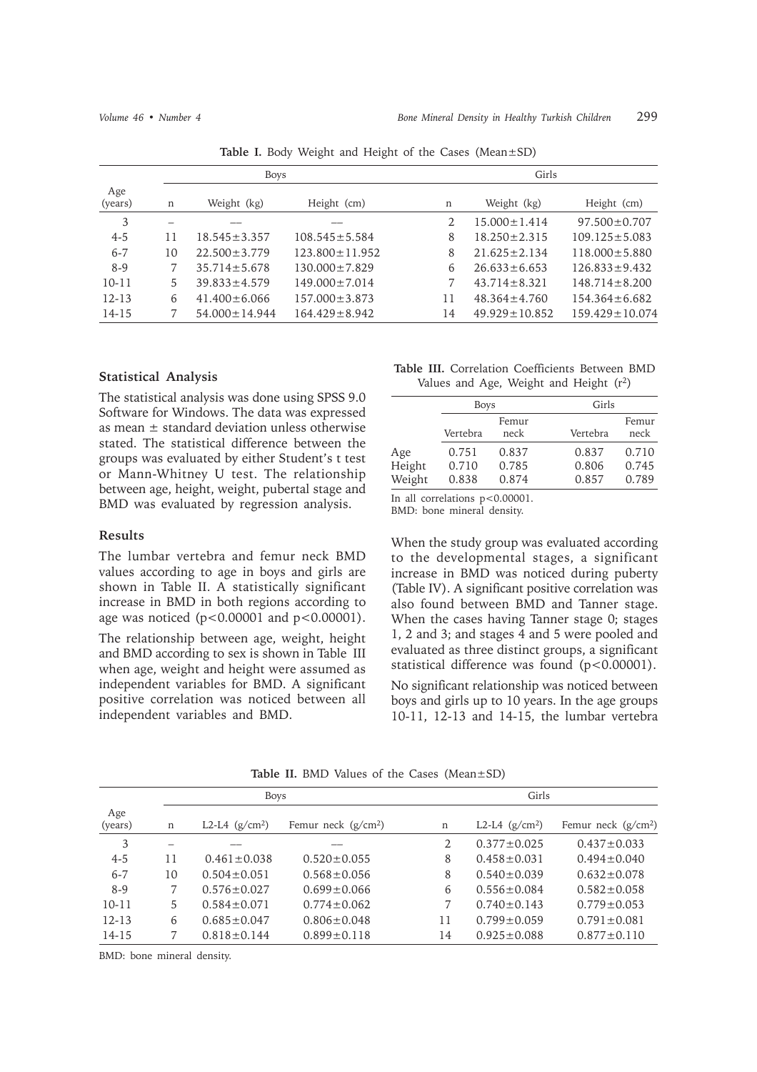**Table I.** Body Weight and Height of the Cases (Mean±SD)

| Age (years) | Boys | | | Girls | | |
|---|---|---|---|---|---|---|
| | n | Weight (kg) | Height (cm) | n | Weight (kg) | Height (cm) |
| 3 | – | — | — | 2 | 15.000±1.414 | 97.500±0.707 |
| 4-5 | 11 | 18.545±3.357 | 108.545±5.584 | 8 | 18.250±2.315 | 109.125±5.083 |
| 6-7 | 10 | 22.500±3.779 | 123.800±11.952 | 8 | 21.625±2.134 | 118.000±5.880 |
| 8-9 | 7 | 35.714±5.678 | 130.000±7.829 | 6 | 26.633±6.653 | 126.833±9.432 |
| 10-11 | 5 | 39.833±4.579 | 149.000±7.014 | 7 | 43.714±8.321 | 148.714±8.200 |
| 12-13 | 6 | 41.400±6.066 | 157.000±3.873 | 11 | 48.364±4.760 | 154.364±6.682 |
| 14-15 | 7 | 54.000±14.944 | 164.429±8.942 | 14 | 49.929±10.852 | 159.429±10.074 |

### Statistical Analysis

The statistical analysis was done using SPSS 9.0 Software for Windows. The data was expressed as mean ± standard deviation unless otherwise stated. The statistical difference between the groups was evaluated by either Student's t test or Mann-Whitney U test. The relationship between age, height, weight, pubertal stage and BMD was evaluated by regression analysis.

### Results

The lumbar vertebra and femur neck BMD values according to age in boys and girls are shown in Table II. A statistically significant increase in BMD in both regions according to age was noticed ($p<0.00001$ and $p<0.00001$).

The relationship between age, weight, height and BMD according to sex is shown in Table III when age, weight and height were assumed as independent variables for BMD. A significant positive correlation was noticed between all independent variables and BMD.

**Table III.** Correlation Coefficients Between BMD Values and Age, Weight and Height ($r^2$)

| | Boys | | Girls | |
|---|---|---|---|---|
| | Vertebra | Femur neck | Vertebra | Femur neck |
| Age | 0.751 | 0.837 | 0.837 | 0.710 |
| Height | 0.710 | 0.785 | 0.806 | 0.745 |
| Weight | 0.838 | 0.874 | 0.857 | 0.789 |

In all correlations $p<0.00001$.
BMD: bone mineral density.

When the study group was evaluated according to the developmental stages, a significant increase in BMD was noticed during puberty (Table IV). A significant positive correlation was also found between BMD and Tanner stage. When the cases having Tanner stage 0; stages 1, 2 and 3; and stages 4 and 5 were pooled and evaluated as three distinct groups, a significant statistical difference was found ($p<0.00001$).

No significant relationship was noticed between boys and girls up to 10 years. In the age groups 10-11, 12-13 and 14-15, the lumbar vertebra

**Table II.** BMD Values of the Cases (Mean±SD)

| Age (years) | Boys | | | Girls | | |
|---|---|---|---|---|---|---|
| | n | L2-L4 (g/cm²) | Femur neck (g/cm²) | n | L2-L4 (g/cm²) | Femur neck (g/cm²) |
| 3 | – | — | — | 2 | 0.377±0.025 | 0.437±0.033 |
| 4-5 | 11 | 0.461±0.038 | 0.520±0.055 | 8 | 0.458±0.031 | 0.494±0.040 |
| 6-7 | 10 | 0.504±0.051 | 0.568±0.056 | 8 | 0.540±0.039 | 0.632±0.078 |
| 8-9 | 7 | 0.576±0.027 | 0.699±0.066 | 6 | 0.556±0.084 | 0.582±0.058 |
| 10-11 | 5 | 0.584±0.071 | 0.774±0.062 | 7 | 0.740±0.143 | 0.779±0.053 |
| 12-13 | 6 | 0.685±0.047 | 0.806±0.048 | 11 | 0.799±0.059 | 0.791±0.081 |
| 14-15 | 7 | 0.818±0.144 | 0.899±0.118 | 14 | 0.925±0.088 | 0.877±0.110 |

BMD: bone mineral density.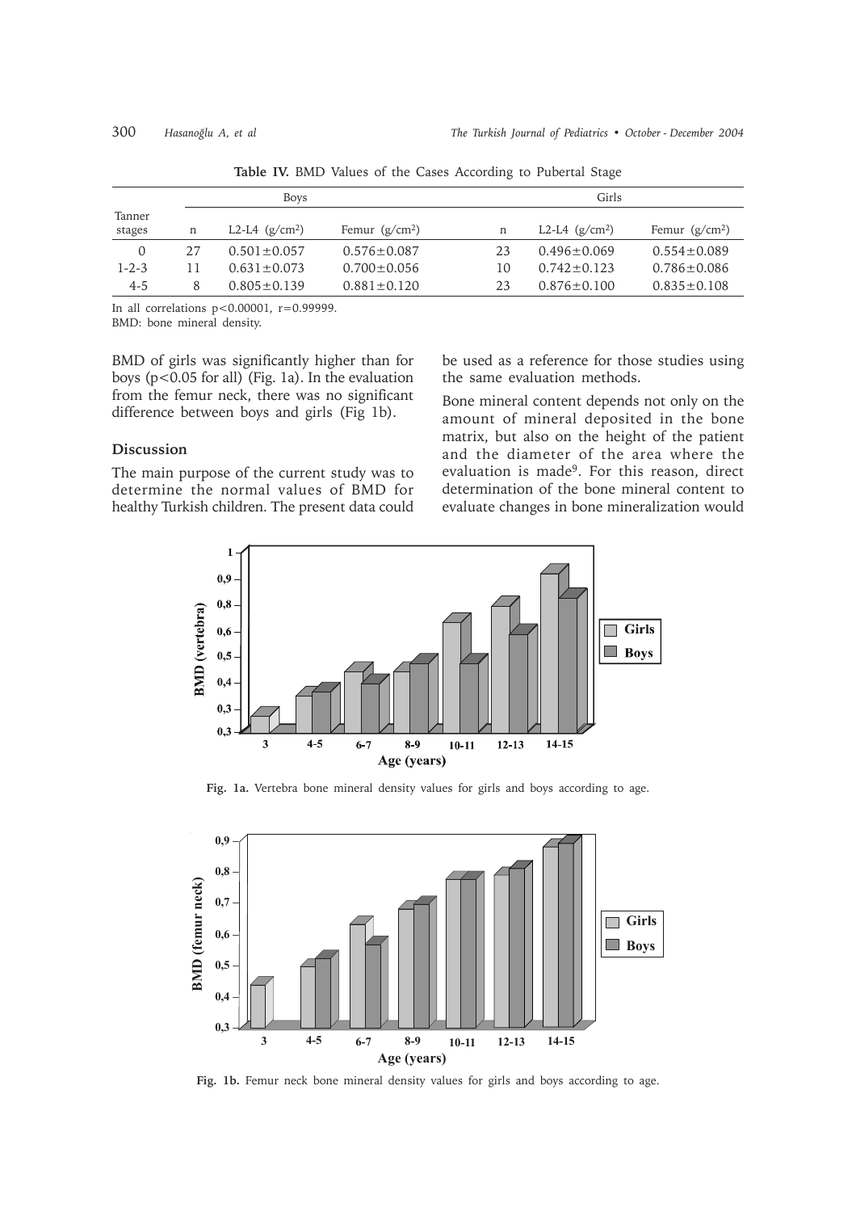**Table IV.** BMD Values of the Cases According to Pubertal Stage

| Tanner stages | Boys | | | Girls | | |
|---|---|---|---|---|---|---|
| | n | L2-L4 (g/cm$^2$) | Femur (g/cm$^2$) | n | L2-L4 (g/cm$^2$) | Femur (g/cm$^2$) |
| 0 | 27 | 0.501±0.057 | 0.576±0.087 | 23 | 0.496±0.069 | 0.554±0.089 |
| 1-2-3 | 11 | 0.631±0.073 | 0.700±0.056 | 10 | 0.742±0.123 | 0.786±0.086 |
| 4-5 | 8 | 0.805±0.139 | 0.881±0.120 | 23 | 0.876±0.100 | 0.835±0.108 |

In all correlations $p<0.00001$, $r=0.99999$.
BMD: bone mineral density.

BMD of girls was significantly higher than for boys ($p<0.05$ for all) (Fig. 1a). In the evaluation from the femur neck, there was no significant difference between boys and girls (Fig 1b).

## Discussion

The main purpose of the current study was to determine the normal values of BMD for healthy Turkish children. The present data could be used as a reference for those studies using the same evaluation methods.

Bone mineral content depends not only on the amount of mineral deposited in the bone matrix, but also on the height of the patient and the diameter of the area where the evaluation is made[9]. For this reason, direct determination of the bone mineral content to evaluate changes in bone mineralization would

**Fig. 1a.** Vertebra bone mineral density values for girls and boys according to age.

**Fig. 1b.** Femur neck bone mineral density values for girls and boys according to age.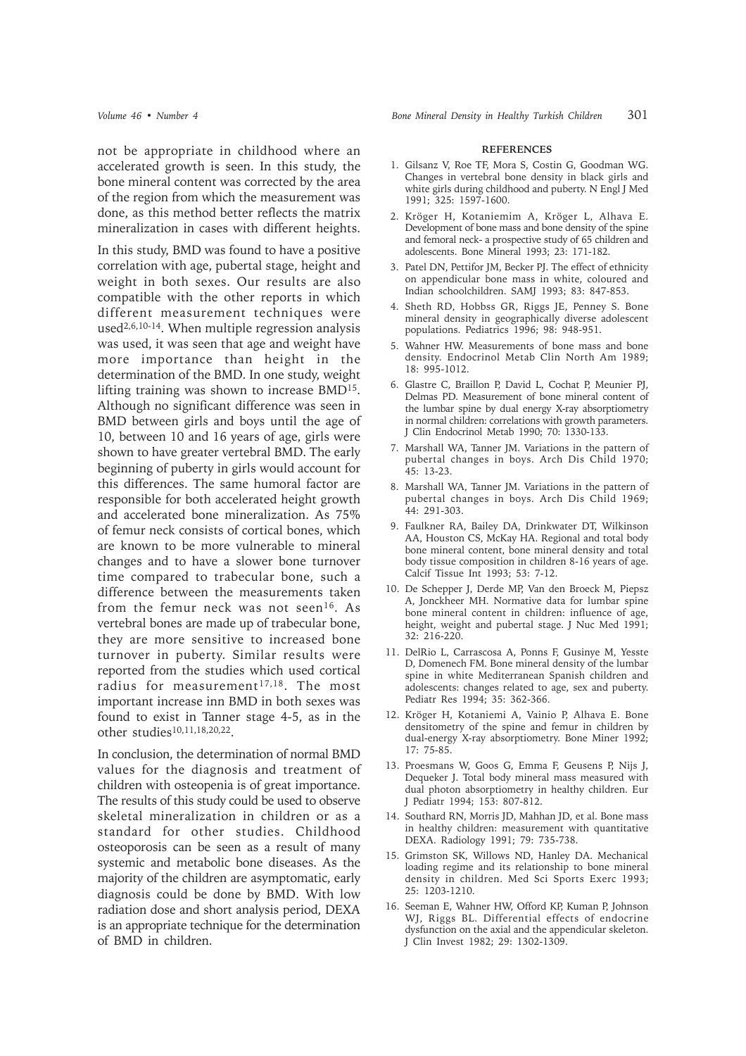not be appropriate in childhood where an accelerated growth is seen. In this study, the bone mineral content was corrected by the area of the region from which the measurement was done, as this method better reflects the matrix mineralization in cases with different heights.

In this study, BMD was found to have a positive correlation with age, pubertal stage, height and weight in both sexes. Our results are also compatible with the other reports in which different measurement techniques were used[2,6,10-14]. When multiple regression analysis was used, it was seen that age and weight have more importance than height in the determination of the BMD. In one study, weight lifting training was shown to increase BMD[15]. Although no significant difference was seen in BMD between girls and boys until the age of 10, between 10 and 16 years of age, girls were shown to have greater vertebral BMD. The early beginning of puberty in girls would account for this differences. The same humoral factor are responsible for both accelerated height growth and accelerated bone mineralization. As 75% of femur neck consists of cortical bones, which are known to be more vulnerable to mineral changes and to have a slower bone turnover time compared to trabecular bone, such a difference between the measurements taken from the femur neck was not seen[16]. As vertebral bones are made up of trabecular bone, they are more sensitive to increased bone turnover in puberty. Similar results were reported from the studies which used cortical radius for measurement[17,18]. The most important increase inn BMD in both sexes was found to exist in Tanner stage 4-5, as in the other studies[10,11,18,20,22].

In conclusion, the determination of normal BMD values for the diagnosis and treatment of children with osteopenia is of great importance. The results of this study could be used to observe skeletal mineralization in children or as a standard for other studies. Childhood osteoporosis can be seen as a result of many systemic and metabolic bone diseases. As the majority of the children are asymptomatic, early diagnosis could be done by BMD. With low radiation dose and short analysis period, DEXA is an appropriate technique for the determination of BMD in children.

## REFERENCES

1. Gilsanz V, Roe TF, Mora S, Costin G, Goodman WG. Changes in vertebral bone density in black girls and white girls during childhood and puberty. N Engl J Med 1991; 325: 1597-1600.
2. Kröger H, Kotaniemim A, Kröger L, Alhava E. Development of bone mass and bone density of the spine and femoral neck- a prospective study of 65 children and adolescents. Bone Mineral 1993; 23: 171-182.
3. Patel DN, Pettifor JM, Becker PJ. The effect of ethnicity on appendicular bone mass in white, coloured and Indian schoolchildren. SAMJ 1993; 83: 847-853.
4. Sheth RD, Hobbss GR, Riggs JE, Penney S. Bone mineral density in geographically diverse adolescent populations. Pediatrics 1996; 98: 948-951.
5. Wahner HW. Measurements of bone mass and bone density. Endocrinol Metab Clin North Am 1989; 18: 995-1012.
6. Glastre C, Braillon P, David L, Cochat P, Meunier PJ, Delmas PD. Measurement of bone mineral content of the lumbar spine by dual energy X-ray absorptiometry in normal children: correlations with growth parameters. J Clin Endocrinol Metab 1990; 70: 1330-133.
7. Marshall WA, Tanner JM. Variations in the pattern of pubertal changes in boys. Arch Dis Child 1970; 45: 13-23.
8. Marshall WA, Tanner JM. Variations in the pattern of pubertal changes in boys. Arch Dis Child 1969; 44: 291-303.
9. Faulkner RA, Bailey DA, Drinkwater DT, Wilkinson AA, Houston CS, McKay HA. Regional and total body bone mineral content, bone mineral density and total body tissue composition in children 8-16 years of age. Calcif Tissue Int 1993; 53: 7-12.
10. De Schepper J, Derde MP, Van den Broeck M, Piepsz A, Jonckheer MH. Normative data for lumbar spine bone mineral content in children: influence of age, height, weight and pubertal stage. J Nuc Med 1991; 32: 216-220.
11. DelRio L, Carrascosa A, Ponns F, Gusinye M, Yesste D, Domenech FM. Bone mineral density of the lumbar spine in white Mediterranean Spanish children and adolescents: changes related to age, sex and puberty. Pediatr Res 1994; 35: 362-366.
12. Kröger H, Kotaniemi A, Vainio P, Alhava E. Bone densitometry of the spine and femur in children by dual-energy X-ray absorptiometry. Bone Miner 1992; 17: 75-85.
13. Proesmans W, Goos G, Emma F, Geusens P, Nijs J, Dequeker J. Total body mineral mass measured with dual photon absorptiometry in healthy children. Eur J Pediatr 1994; 153: 807-812.
14. Southard RN, Morris JD, Mahhan JD, et al. Bone mass in healthy children: measurement with quantitative DEXA. Radiology 1991; 79: 735-738.
15. Grimston SK, Willows ND, Hanley DA. Mechanical loading regime and its relationship to bone mineral density in children. Med Sci Sports Exerc 1993; 25: 1203-1210.
16. Seeman E, Wahner HW, Offord KP, Kuman P, Johnson WJ, Riggs BL. Differential effects of endocrine dysfunction on the axial and the appendicular skeleton. J Clin Invest 1982; 29: 1302-1309.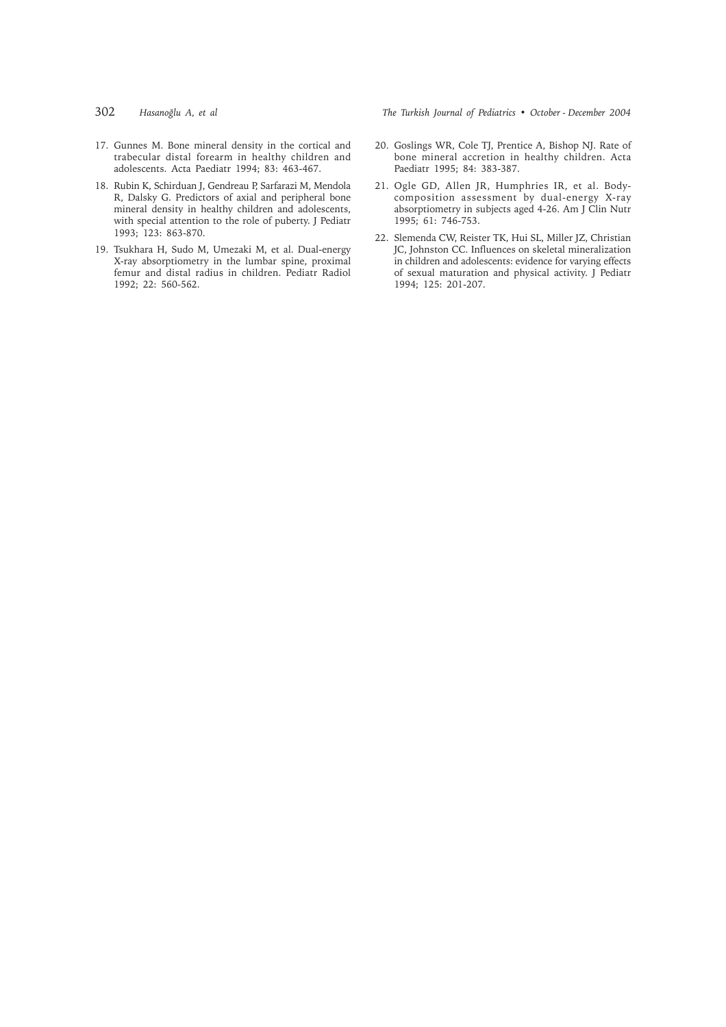17. Gunnes M. Bone mineral density in the cortical and trabecular distal forearm in healthy children and adolescents. Acta Paediatr 1994; 83: 463-467.
18. Rubin K, Schirduan J, Gendreau P, Sarfarazi M, Mendola R, Dalsky G. Predictors of axial and peripheral bone mineral density in healthy children and adolescents, with special attention to the role of puberty. J Pediatr 1993; 123: 863-870.
19. Tsukhara H, Sudo M, Umezaki M, et al. Dual-energy X-ray absorptiometry in the lumbar spine, proximal femur and distal radius in children. Pediatr Radiol 1992; 22: 560-562.
20. Goslings WR, Cole TJ, Prentice A, Bishop NJ. Rate of bone mineral accretion in healthy children. Acta Paediatr 1995; 84: 383-387.
21. Ogle GD, Allen JR, Humphries IR, et al. Body-composition assessment by dual-energy X-ray absorptiometry in subjects aged 4-26. Am J Clin Nutr 1995; 61: 746-753.
22. Slemenda CW, Reister TK, Hui SL, Miller JZ, Christian JC, Johnston CC. Influences on skeletal mineralization in children and adolescents: evidence for varying effects of sexual maturation and physical activity. J Pediatr 1994; 125: 201-207.